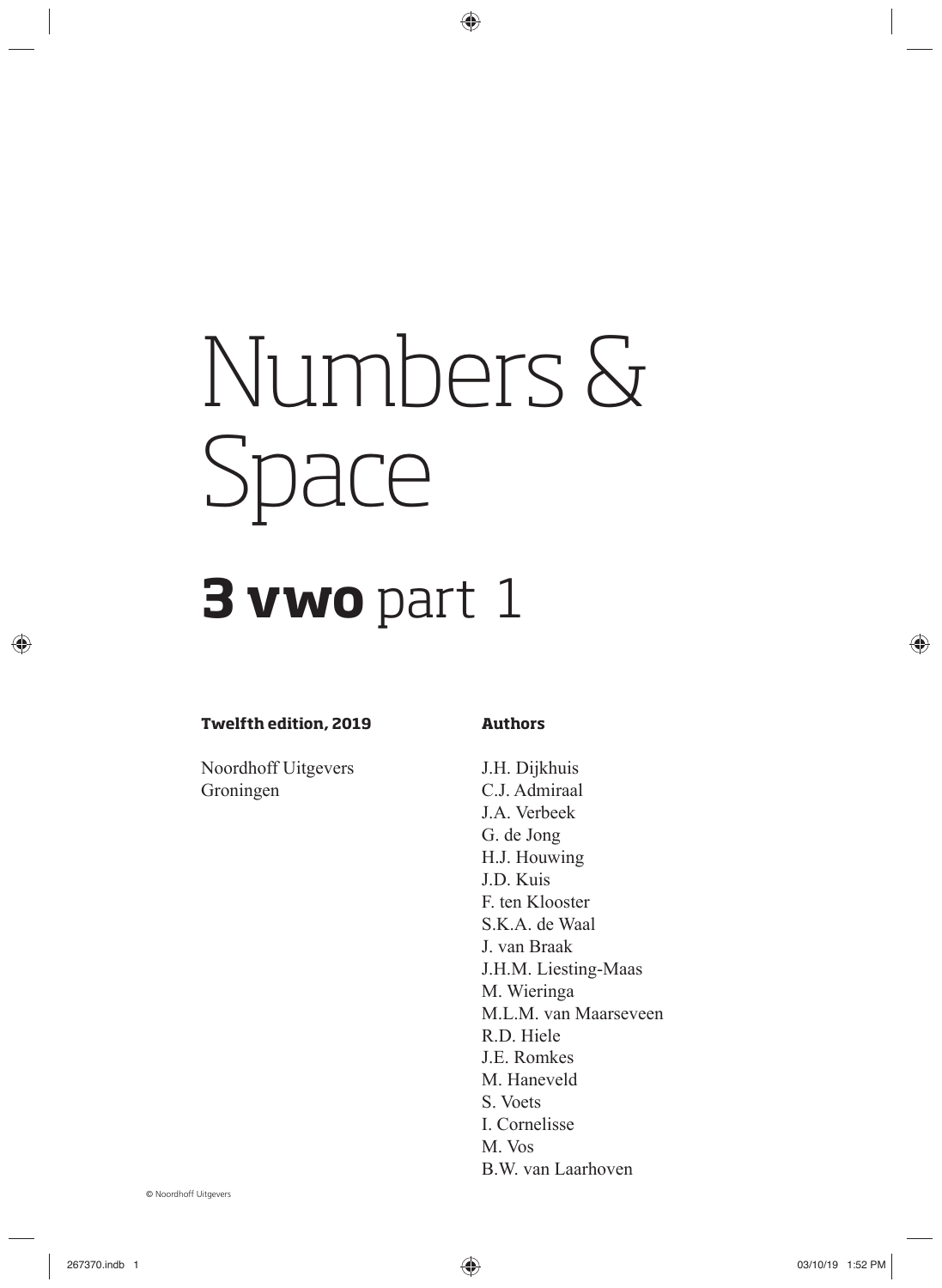# Numbers & Space

## **3 vwo** part 1

**Twelfth edition, 2019**

Noordhoff Uitgevers
Groningen

**Authors**

J.H. Dijkhuis
C.J. Admiraal
J.A. Verbeek
G. de Jong
H.J. Houwing
J.D. Kuis
F. ten Klooster
S.K.A. de Waal
J. van Braak
J.H.M. Liesting-Maas
M. Wieringa
M.L.M. van Maarseveen
R.D. Hiele
J.E. Romkes
M. Haneveld
S. Voets
I. Cornelisse
M. Vos
B.W. van Laarhoven

© Noordhoff Uitgevers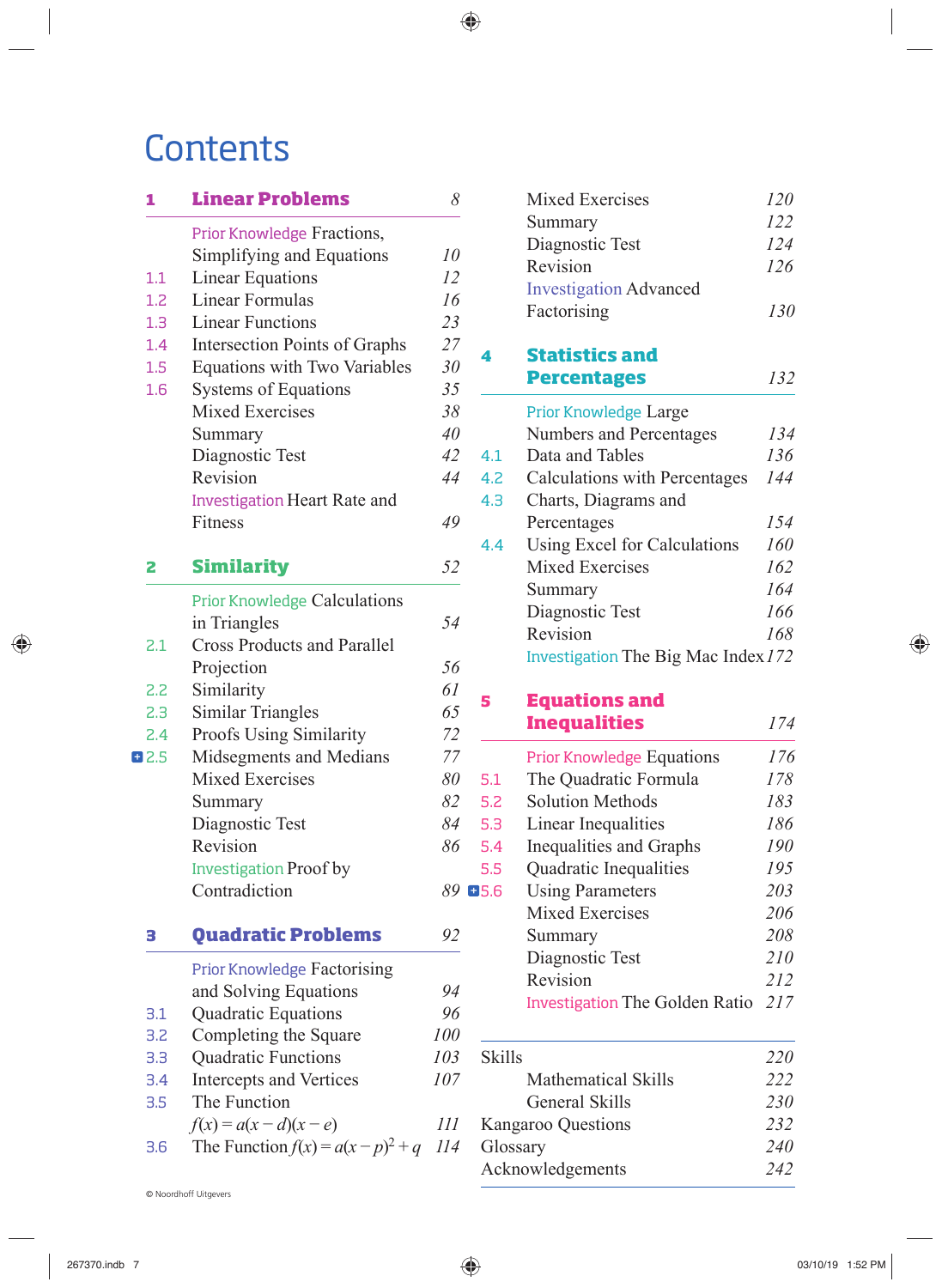# Contents

## 1 Linear Problems 8

- Prior Knowledge Fractions, Simplifying and Equations 10
- 1.1 Linear Equations 12
- 1.2 Linear Formulas 16
- 1.3 Linear Functions 23
- 1.4 Intersection Points of Graphs 27
- 1.5 Equations with Two Variables 30
- 1.6 Systems of Equations 35
- Mixed Exercises 38
- Summary 40
- Diagnostic Test 42
- Revision 44
- Investigation Heart Rate and Fitness 49

## 2 Similarity 52

- Prior Knowledge Calculations in Triangles 54
- 2.1 Cross Products and Parallel Projection 56
- 2.2 Similarity 61
- 2.3 Similar Triangles 65
- 2.4 Proofs Using Similarity 72
- + 2.5 Midsegments and Medians 77
- Mixed Exercises 80
- Summary 82
- Diagnostic Test 84
- Revision 86
- Investigation Proof by Contradiction 89

## 3 Quadratic Problems 92

- Prior Knowledge Factorising and Solving Equations 94
- 3.1 Quadratic Equations 96
- 3.2 Completing the Square 100
- 3.3 Quadratic Functions 103
- 3.4 Intercepts and Vertices 107
- 3.5 The Function $f(x) = a(x - d)(x - e)$ 111
- 3.6 The Function $f(x) = a(x - p)^2 + q$ 114
- Mixed Exercises 120
- Summary 122
- Diagnostic Test 124
- Revision 126
- Investigation Advanced Factorising 130

## 4 Statistics and Percentages 132

- Prior Knowledge Large Numbers and Percentages 134
- 4.1 Data and Tables 136
- 4.2 Calculations with Percentages 144
- 4.3 Charts, Diagrams and Percentages 154
- 4.4 Using Excel for Calculations 160
- Mixed Exercises 162
- Summary 164
- Diagnostic Test 166
- Revision 168
- Investigation The Big Mac Index 172

## 5 Equations and Inequalities 174

- Prior Knowledge Equations 176
- 5.1 The Quadratic Formula 178
- 5.2 Solution Methods 183
- 5.3 Linear Inequalities 186
- 5.4 Inequalities and Graphs 190
- 5.5 Quadratic Inequalities 195
- + 5.6 Using Parameters 203
- Mixed Exercises 206
- Summary 208
- Diagnostic Test 210
- Revision 212
- Investigation The Golden Ratio 217

---

- Skills 220
  - Mathematical Skills 222
  - General Skills 230
- Kangaroo Questions 232
- Glossary 240
- Acknowledgements 242

© Noordhoff Uitgevers